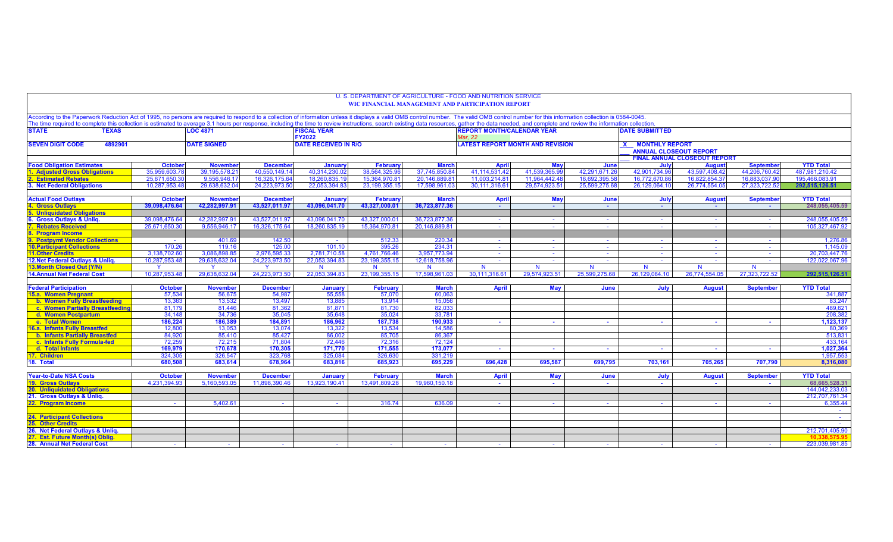# U. S. DEPARTMENT OF AGRICULTURE - FOOD AND NUTRITION SERVICE

## WIC FINANCIAL MANAGEMENT AND PARTICIPATION REPORT

According to the Paperwork Reduction Act of 1995, no persons are required to respond to a collection of information unless it displays a valid OMB control number. The valid OMB control number for this information collection is 0584-0045.
The time required to complete this collection is estimated to average 3.1 hours per response, including the time to review instructions, search existing data resources, gather the data needed, and complete and review the information collection.

| STATE TEXAS | LOC 4871 | FISCAL YEAR FY2022 | REPORT MONTH/CALENDAR YEAR Mar, 22 | DATE SUBMITTED |
|---|---|---|---|---|
| SEVEN DIGIT CODE 4892901 | DATE SIGNED | DATE RECEIVED IN R/O | LATEST REPORT MONTH AND REVISION | X MONTHLY REPORT / ___ ANNUAL CLOSEOUT REPORT / ___ FINAL ANNUAL CLOSEOUT REPORT |

| Food Obligation Estimates | October | November | December | January | February | March | April | May | June | July | August | September | YTD Total |
|---|---|---|---|---|---|---|---|---|---|---|---|---|---|
| 1. Adjusted Gross Obligations | 35,959,603.78 | 39,195,578.21 | 40,550,149.14 | 40,314,230.02 | 38,564,325.96 | 37,745,850.84 | 41,114,531.42 | 41,539,365.99 | 42,291,671.26 | 42,901,734.96 | 43,597,408.42 | 44,206,760.42 | 487,981,210.42 |
| 2. Estimated Rebates | 25,671,650.30 | 9,556,946.17 | 16,326,175.64 | 18,260,835.19 | 15,364,970.81 | 20,146,889.81 | 11,003,214.81 | 11,964,442.48 | 16,692,395.58 | 16,772,670.86 | 16,822,854.37 | 16,883,037.90 | 195,466,083.91 |
| 3. Net Federal Obligations | 10,287,953.48 | 29,638,632.04 | 24,223,973.50 | 22,053,394.83 | 23,199,355.15 | 17,598,961.03 | 30,111,316.61 | 29,574,923.51 | 25,599,275.68 | 26,129,064.10 | 26,774,554.05 | 27,323,722.52 | 292,515,126.51 |

| Actual Food Outlays | October | November | December | January | February | March | April | May | June | July | August | September | YTD Total |
|---|---|---|---|---|---|---|---|---|---|---|---|---|---|
| 4. Gross Outlays | 39,098,476.64 | 42,282,997.91 | 43,527,011.97 | 43,096,041.70 | 43,327,000.01 | 36,723,877.36 | - | - | - | - | - | - | 248,055,405.59 |
| 5. Unliquidated Obligations | | | | | | | | | | | | | |
| 6. Gross Outlays & Unliq. | 39,098,476.64 | 42,282,997.91 | 43,527,011.97 | 43,096,041.70 | 43,327,000.01 | 36,723,877.36 | - | - | - | - | - | - | 248,055,405.59 |
| 7. Rebates Received | 25,671,650.30 | 9,556,946.17 | 16,326,175.64 | 18,260,835.19 | 15,364,970.81 | 20,146,889.81 | - | - | - | - | - | - | 105,327,467.92 |
| 8. Program Income | | | | | | | | | | | | | |
| 9. Postpymt Vendor Collections | - | 401.69 | 142.50 | - | 512.33 | 220.34 | - | - | - | - | - | - | 1,276.86 |
| 10.Participant Collections | 170.26 | 119.16 | 125.00 | 101.10 | 395.26 | 234.31 | - | - | - | - | - | - | 1,145.09 |
| 11.Other Credits | 3,138,702.60 | 3,086,898.85 | 2,976,595.33 | 2,781,710.58 | 4,761,766.46 | 3,957,773.94 | - | - | - | - | - | - | 20,703,447.76 |
| 12.Net Federal Outlays & Unliq. | 10,287,953.48 | 29,638,632.04 | 24,223,973.50 | 22,053,394.83 | 23,199,355.15 | 12,618,758.96 | - | - | - | - | - | - | 122,022,067.96 |
| 13.Month Closed Out (Y/N) | Y | Y | Y | N | N | N | N | N | N | N | N | N | |
| 14.Annual Net Federal Cost | 10,287,953.48 | 29,638,632.04 | 24,223,973.50 | 22,053,394.83 | 23,199,355.15 | 17,598,961.03 | 30,111,316.61 | 29,574,923.51 | 25,599,275.68 | 26,129,064.10 | 26,774,554.05 | 27,323,722.52 | 292,515,126.51 |

| Federal Participation | October | November | December | January | February | March | April | May | June | July | August | September | YTD Total |
|---|---|---|---|---|---|---|---|---|---|---|---|---|---|
| 15.a. Women Pregnant | 57,534 | 56,675 | 54,987 | 55,558 | 57,070 | 60,063 | | | | | | | 341,887 |
| b. Women Fully Breastfeeding | 13,363 | 13,532 | 13,497 | 13,885 | 13,914 | 15,056 | | | | | | | 83,247 |
| c. Women Partially Breastfeeding | 81,179 | 81,446 | 81,362 | 81,871 | 81,730 | 82,033 | | | | | | | 489,621 |
| d. Women Postpartum | 34,148 | 34,736 | 35,045 | 35,648 | 35,024 | 33,781 | | | | | | | 208,382 |
| e. Total Women | 186,224 | 186,389 | 184,891 | 186,962 | 187,738 | 190,933 | - | - | - | - | - | - | 1,123,137 |
| 16.a. Infants Fully Breastfed | 12,800 | 13,053 | 13,074 | 13,322 | 13,534 | 14,586 | | | | | | | 80,369 |
| b. Infants Partially Breastfed | 84,920 | 85,410 | 85,427 | 86,002 | 85,705 | 86,367 | | | | | | | 513,831 |
| c. Infants Fully Formula-fed | 72,259 | 72,215 | 71,804 | 72,446 | 72,316 | 72,124 | | | | | | | 433,164 |
| d. Total Infants | 169,979 | 170,678 | 170,305 | 171,770 | 171,555 | 173,077 | - | - | - | - | - | - | 1,027,364 |
| 17. Children | 324,305 | 326,547 | 323,768 | 325,084 | 326,630 | 331,219 | | | | | | | 1,957,553 |
| 18. Total | 680,508 | 683,614 | 678,964 | 683,816 | 685,923 | 695,229 | 696,428 | 695,587 | 699,795 | 703,161 | 705,265 | 707,790 | 8,316,080 |

| Year-to-Date NSA Costs | October | November | December | January | February | March | April | May | June | July | August | September | YTD Total |
|---|---|---|---|---|---|---|---|---|---|---|---|---|---|
| 19. Gross Outlays | 4,231,394.93 | 5,160,593.05 | 11,898,390.46 | 13,923,190.41 | 13,491,809.28 | 19,960,150.18 | - | - | - | - | - | - | 68,665,528.31 |
| 20. Unliquidated Obligations | | | | | | | | | | | | | 144,042,233.03 |
| 21. Gross Outlays & Unliq. | | | | | | | | | | | | | 212,707,761.34 |
| 22. Program Income | - | 5,402.61 | - | - | 316.74 | 636.09 | - | - | - | - | - | - | 6,355.44 |
| | | | | | | | | | | | | | - |
| 24. Participant Collections | | | | | | | | | | | | | - |
| 25. Other Credits | | | | | | | | | | | | | - |
| 26. Net Federal Outlays & Unliq. | | | | | | | | | | | | | 212,701,405.90 |
| 27. Est. Future Month(s) Oblig. | | | | | | | | | | | | | 10,338,575.95 |
| 28. Annual Net Federal Cost | - | - | - | - | - | - | - | - | - | - | - | - | 223,039,981.85 |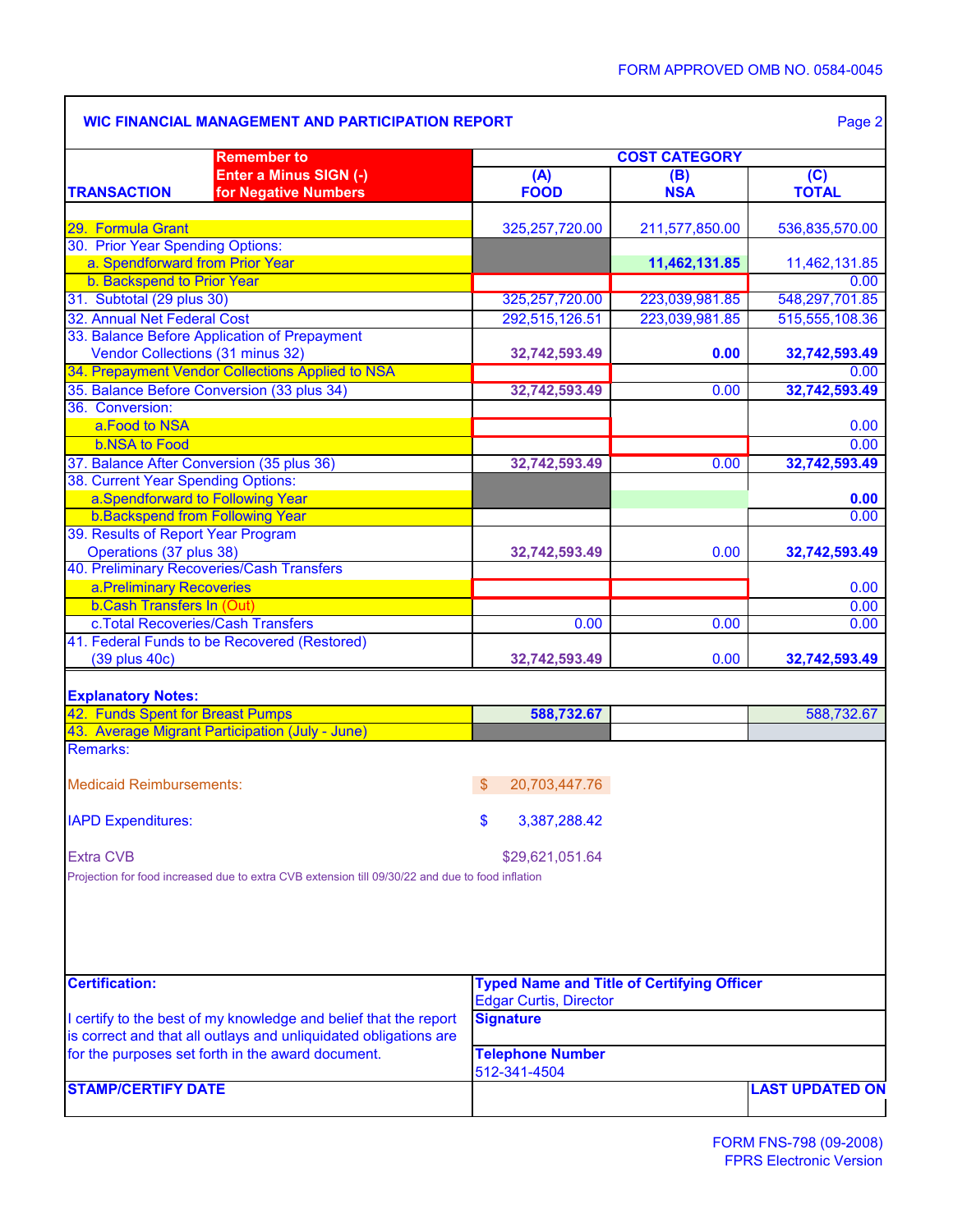FORM APPROVED OMB NO. 0584-0045

## WIC FINANCIAL MANAGEMENT AND PARTICIPATION REPORT

Page 2

| TRANSACTION | Remember to Enter a Minus SIGN (-) for Negative Numbers | COST CATEGORY (A) FOOD | (B) NSA | (C) TOTAL |
|---|---|---|---|---|
| 29. Formula Grant | | 325,257,720.00 | 211,577,850.00 | 536,835,570.00 |
| 30. Prior Year Spending Options: | | | | |
| a. Spendforward from Prior Year | | | **11,462,131.85** | 11,462,131.85 |
| b. Backspend to Prior Year | | | | 0.00 |
| 31. Subtotal (29 plus 30) | | 325,257,720.00 | 223,039,981.85 | 548,297,701.85 |
| 32. Annual Net Federal Cost | | 292,515,126.51 | 223,039,981.85 | 515,555,108.36 |
| 33. Balance Before Application of Prepayment Vendor Collections (31 minus 32) | | **32,742,593.49** | **0.00** | **32,742,593.49** |
| 34. Prepayment Vendor Collections Applied to NSA | | | | 0.00 |
| 35. Balance Before Conversion (33 plus 34) | | **32,742,593.49** | 0.00 | **32,742,593.49** |
| 36. Conversion: | | | | |
| a.Food to NSA | | | | 0.00 |
| b.NSA to Food | | | | 0.00 |
| 37. Balance After Conversion (35 plus 36) | | **32,742,593.49** | 0.00 | **32,742,593.49** |
| 38. Current Year Spending Options: | | | | |
| a.Spendforward to Following Year | | | | **0.00** |
| b.Backspend from Following Year | | | | 0.00 |
| 39. Results of Report Year Program Operations (37 plus 38) | | **32,742,593.49** | 0.00 | **32,742,593.49** |
| 40. Preliminary Recoveries/Cash Transfers | | | | |
| a.Preliminary Recoveries | | | | 0.00 |
| b.Cash Transfers In (Out) | | | | 0.00 |
| c.Total Recoveries/Cash Transfers | | 0.00 | 0.00 | 0.00 |
| 41. Federal Funds to be Recovered (Restored) (39 plus 40c) | | **32,742,593.49** | 0.00 | **32,742,593.49** |
| **Explanatory Notes:** | | | | |
| 42. Funds Spent for Breast Pumps | | **588,732.67** | | 588,732.67 |
| 43. Average Migrant Participation (July - June) | | | | |

Remarks:

Medicaid Reimbursements: $ 20,703,447.76

IAPD Expenditures: $ 3,387,288.42

Extra CVB $29,621,051.64

Projection for food increased due to extra CVB extension till 09/30/22 and due to food inflation

| **Certification:** | |
|---|---|
| I certify to the best of my knowledge and belief that the report is correct and that all outlays and unliquidated obligations are for the purposes set forth in the award document. | **Typed Name and Title of Certifying Officer** Edgar Curtis, Director |
| | **Signature** |
| | **Telephone Number** 512-341-4504 |
| **STAMP/CERTIFY DATE** | **LAST UPDATED ON** |

FORM FNS-798 (09-2008)
FPRS Electronic Version